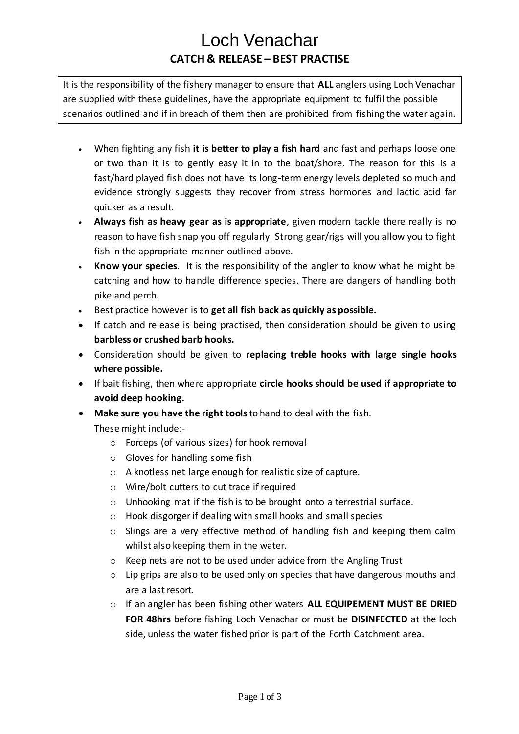# Loch Venachar

## CATCH & RELEASE – BEST PRACTISE

It is the responsibility of the fishery manager to ensure that **ALL** anglers using Loch Venachar are supplied with these guidelines, have the appropriate equipment to fulfil the possible scenarios outlined and if in breach of them then are prohibited from fishing the water again.

- When fighting any fish **it is better to play a fish hard** and fast and perhaps loose one or two than it is to gently easy it in to the boat/shore. The reason for this is a fast/hard played fish does not have its long-term energy levels depleted so much and evidence strongly suggests they recover from stress hormones and lactic acid far quicker as a result.
- **Always fish as heavy gear as is appropriate**, given modern tackle there really is no reason to have fish snap you off regularly. Strong gear/rigs will you allow you to fight fish in the appropriate manner outlined above.
- **Know your species**. It is the responsibility of the angler to know what he might be catching and how to handle difference species. There are dangers of handling both pike and perch.
- Best practice however is to **get all fish back as quickly as possible.**
- If catch and release is being practised, then consideration should be given to using **barbless or crushed barb hooks.**
- Consideration should be given to **replacing treble hooks with large single hooks where possible.**
- If bait fishing, then where appropriate **circle hooks should be used if appropriate to avoid deep hooking.**
- **Make sure you have the right tools** to hand to deal with the fish. These might include:-
  - Forceps (of various sizes) for hook removal
  - Gloves for handling some fish
  - A knotless net large enough for realistic size of capture.
  - Wire/bolt cutters to cut trace if required
  - Unhooking mat if the fish is to be brought onto a terrestrial surface.
  - Hook disgorger if dealing with small hooks and small species
  - Slings are a very effective method of handling fish and keeping them calm whilst also keeping them in the water.
  - Keep nets are not to be used under advice from the Angling Trust
  - Lip grips are also to be used only on species that have dangerous mouths and are a last resort.
  - If an angler has been fishing other waters **ALL EQUIPEMENT MUST BE DRIED FOR 48hrs** before fishing Loch Venachar or must be **DISINFECTED** at the loch side, unless the water fished prior is part of the Forth Catchment area.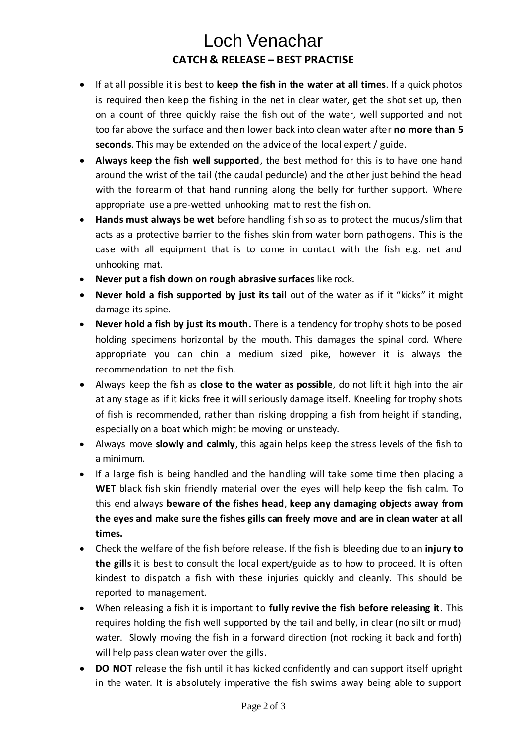# Loch Venachar

## CATCH & RELEASE – BEST PRACTISE

- If at all possible it is best to **keep the fish in the water at all times**. If a quick photos is required then keep the fishing in the net in clear water, get the shot set up, then on a count of three quickly raise the fish out of the water, well supported and not too far above the surface and then lower back into clean water after **no more than 5 seconds**. This may be extended on the advice of the local expert / guide.
- **Always keep the fish well supported**, the best method for this is to have one hand around the wrist of the tail (the caudal peduncle) and the other just behind the head with the forearm of that hand running along the belly for further support. Where appropriate use a pre-wetted unhooking mat to rest the fish on.
- **Hands must always be wet** before handling fish so as to protect the mucus/slim that acts as a protective barrier to the fishes skin from water born pathogens. This is the case with all equipment that is to come in contact with the fish e.g. net and unhooking mat.
- **Never put a fish down on rough abrasive surfaces** like rock.
- **Never hold a fish supported by just its tail** out of the water as if it "kicks" it might damage its spine.
- **Never hold a fish by just its mouth.** There is a tendency for trophy shots to be posed holding specimens horizontal by the mouth. This damages the spinal cord. Where appropriate you can chin a medium sized pike, however it is always the recommendation to net the fish.
- Always keep the fish as **close to the water as possible**, do not lift it high into the air at any stage as if it kicks free it will seriously damage itself. Kneeling for trophy shots of fish is recommended, rather than risking dropping a fish from height if standing, especially on a boat which might be moving or unsteady.
- Always move **slowly and calmly**, this again helps keep the stress levels of the fish to a minimum.
- If a large fish is being handled and the handling will take some time then placing a **WET** black fish skin friendly material over the eyes will help keep the fish calm. To this end always **beware of the fishes head**, **keep any damaging objects away from the eyes and make sure the fishes gills can freely move and are in clean water at all times.**
- Check the welfare of the fish before release. If the fish is bleeding due to an **injury to the gills** it is best to consult the local expert/guide as to how to proceed. It is often kindest to dispatch a fish with these injuries quickly and cleanly. This should be reported to management.
- When releasing a fish it is important to **fully revive the fish before releasing it**. This requires holding the fish well supported by the tail and belly, in clear (no silt or mud) water. Slowly moving the fish in a forward direction (not rocking it back and forth) will help pass clean water over the gills.
- **DO NOT** release the fish until it has kicked confidently and can support itself upright in the water. It is absolutely imperative the fish swims away being able to support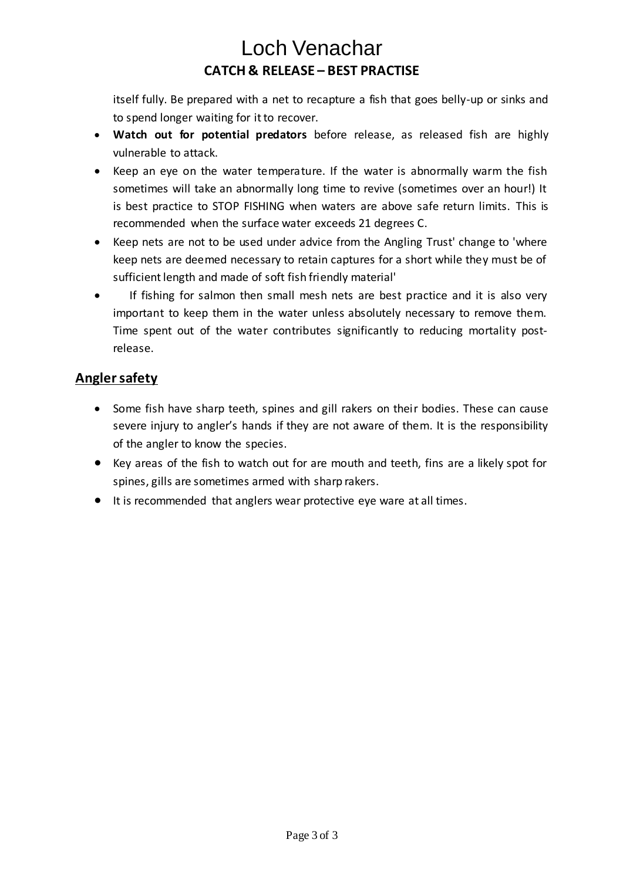itself fully. Be prepared with a net to recapture a fish that goes belly-up or sinks and to spend longer waiting for it to recover.

- **Watch out for potential predators** before release, as released fish are highly vulnerable to attack.
- Keep an eye on the water temperature. If the water is abnormally warm the fish sometimes will take an abnormally long time to revive (sometimes over an hour!) It is best practice to STOP FISHING when waters are above safe return limits. This is recommended when the surface water exceeds 21 degrees C.
- Keep nets are not to be used under advice from the Angling Trust' change to 'where keep nets are deemed necessary to retain captures for a short while they must be of sufficient length and made of soft fish friendly material'
- If fishing for salmon then small mesh nets are best practice and it is also very important to keep them in the water unless absolutely necessary to remove them. Time spent out of the water contributes significantly to reducing mortality post-release.

## Angler safety

- Some fish have sharp teeth, spines and gill rakers on their bodies. These can cause severe injury to angler's hands if they are not aware of them. It is the responsibility of the angler to know the species.
- Key areas of the fish to watch out for are mouth and teeth, fins are a likely spot for spines, gills are sometimes armed with sharp rakers.
- It is recommended that anglers wear protective eye ware at all times.